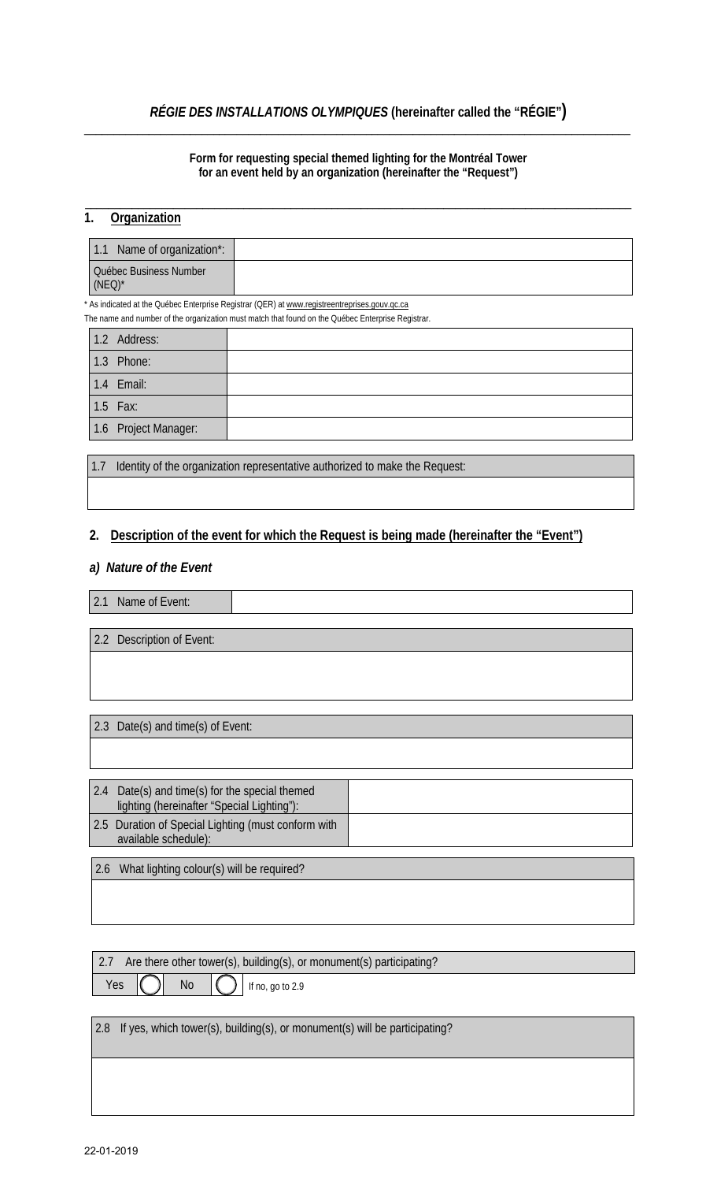***RÉGIE DES INSTALLATIONS OLYMPIQUES*** **(hereinafter called the "RÉGIE")**

---

**Form for requesting special themed lighting for the Montréal Tower for an event held by an organization (hereinafter the "Request")**

---

## 1. Organization

| 1.1 Name of organization*: | |
|---|---|
| Québec Business Number (NEQ)* | |

\* As indicated at the Québec Enterprise Registrar (QER) at www.registreentreprises.gouv.qc.ca

The name and number of the organization must match that found on the Québec Enterprise Registrar.

| 1.2 Address: | |
|---|---|
| 1.3 Phone: | |
| 1.4 Email: | |
| 1.5 Fax: | |
| 1.6 Project Manager: | |

| 1.7 Identity of the organization representative authorized to make the Request: |
|---|
| |

## 2. Description of the event for which the Request is being made (hereinafter the "Event")

### *a) Nature of the Event*

| 2.1 Name of Event: | |
|---|---|

| 2.2 Description of Event: |
|---|
| |

| 2.3 Date(s) and time(s) of Event: |
|---|
| |

| 2.4 Date(s) and time(s) for the special themed lighting (hereinafter "Special Lighting"): | |
|---|---|
| 2.5 Duration of Special Lighting (must conform with available schedule): | |

| 2.6 What lighting colour(s) will be required? |
|---|
| |

| 2.7 Are there other tower(s), building(s), or monument(s) participating? |
|---|
| Yes ◯ No ◯ If no, go to 2.9 |

| 2.8 If yes, which tower(s), building(s), or monument(s) will be participating? |
|---|
| |

22-01-2019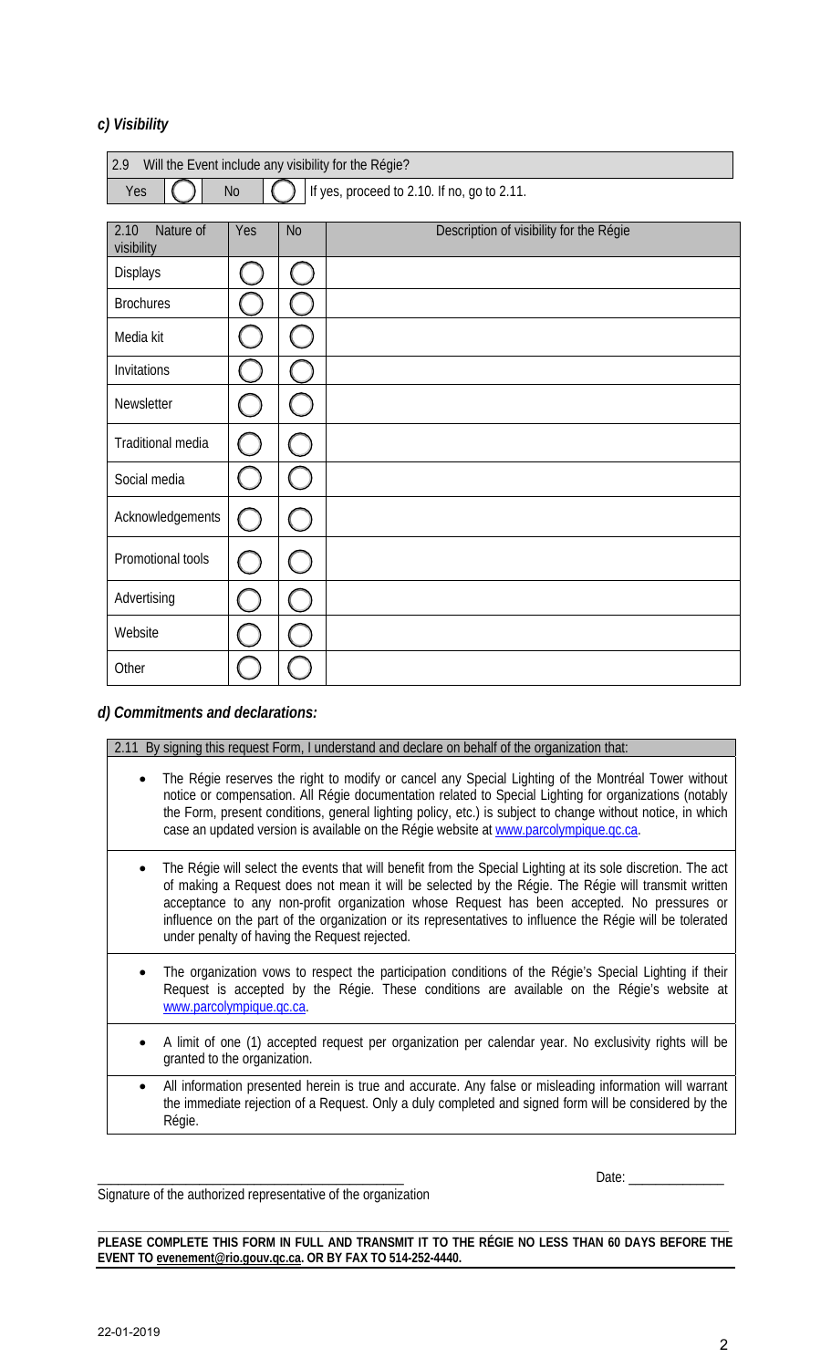### *c) Visibility*

| 2.9 Will the Event include any visibility for the Régie? |
|---|
| Yes ◯ No ◯ If yes, proceed to 2.10. If no, go to 2.11. |

| 2.10 Nature of visibility | Yes | No | Description of visibility for the Régie |
|---|---|---|---|
| Displays | ◯ | ◯ | |
| Brochures | ◯ | ◯ | |
| Media kit | ◯ | ◯ | |
| Invitations | ◯ | ◯ | |
| Newsletter | ◯ | ◯ | |
| Traditional media | ◯ | ◯ | |
| Social media | ◯ | ◯ | |
| Acknowledgements | ◯ | ◯ | |
| Promotional tools | ◯ | ◯ | |
| Advertising | ◯ | ◯ | |
| Website | ◯ | ◯ | |
| Other | ◯ | ◯ | |

### *d) Commitments and declarations:*

2.11 By signing this request Form, I understand and declare on behalf of the organization that:

- The Régie reserves the right to modify or cancel any Special Lighting of the Montréal Tower without notice or compensation. All Régie documentation related to Special Lighting for organizations (notably the Form, present conditions, general lighting policy, etc.) is subject to change without notice, in which case an updated version is available on the Régie website at www.parcolympique.qc.ca.
- The Régie will select the events that will benefit from the Special Lighting at its sole discretion. The act of making a Request does not mean it will be selected by the Régie. The Régie will transmit written acceptance to any non-profit organization whose Request has been accepted. No pressures or influence on the part of the organization or its representatives to influence the Régie will be tolerated under penalty of having the Request rejected.
- The organization vows to respect the participation conditions of the Régie's Special Lighting if their Request is accepted by the Régie. These conditions are available on the Régie's website at www.parcolympique.qc.ca.
- A limit of one (1) accepted request per organization per calendar year. No exclusivity rights will be granted to the organization.
- All information presented herein is true and accurate. Any false or misleading information will warrant the immediate rejection of a Request. Only a duly completed and signed form will be considered by the Régie.

_______________________________________________ Date: ______________

Signature of the authorized representative of the organization

**PLEASE COMPLETE THIS FORM IN FULL AND TRANSMIT IT TO THE RÉGIE NO LESS THAN 60 DAYS BEFORE THE EVENT TO evenement@rio.gouv.qc.ca. OR BY FAX TO 514-252-4440.**

22-01-2019